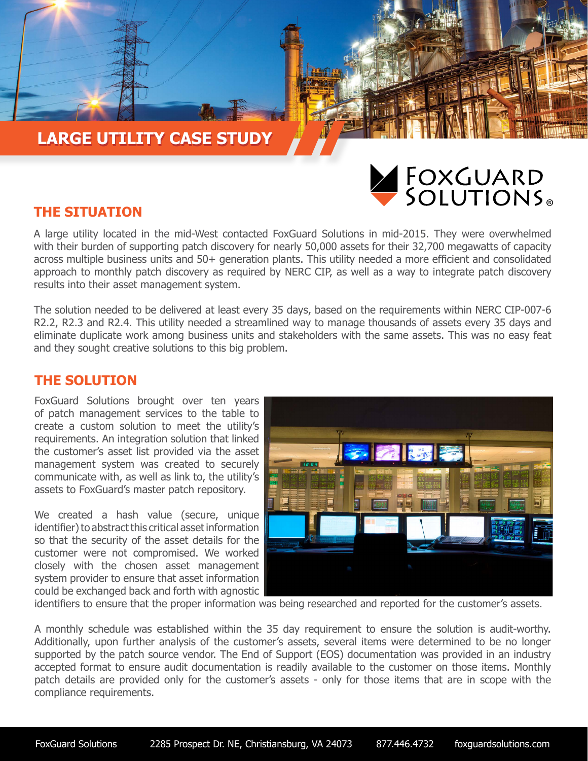# LARGE UTILITY CASE STUDY

FOXGUARD SOLUTIONS®

## THE SITUATION

A large utility located in the mid-West contacted FoxGuard Solutions in mid-2015. They were overwhelmed with their burden of supporting patch discovery for nearly 50,000 assets for their 32,700 megawatts of capacity across multiple business units and 50+ generation plants. This utility needed a more efficient and consolidated approach to monthly patch discovery as required by NERC CIP, as well as a way to integrate patch discovery results into their asset management system.

The solution needed to be delivered at least every 35 days, based on the requirements within NERC CIP-007-6 R2.2, R2.3 and R2.4. This utility needed a streamlined way to manage thousands of assets every 35 days and eliminate duplicate work among business units and stakeholders with the same assets. This was no easy feat and they sought creative solutions to this big problem.

## THE SOLUTION

FoxGuard Solutions brought over ten years of patch management services to the table to create a custom solution to meet the utility's requirements. An integration solution that linked the customer's asset list provided via the asset management system was created to securely communicate with, as well as link to, the utility's assets to FoxGuard's master patch repository.

We created a hash value (secure, unique identifier) to abstract this critical asset information so that the security of the asset details for the customer were not compromised. We worked closely with the chosen asset management system provider to ensure that asset information could be exchanged back and forth with agnostic identifiers to ensure that the proper information was being researched and reported for the customer's assets.

A monthly schedule was established within the 35 day requirement to ensure the solution is audit-worthy. Additionally, upon further analysis of the customer's assets, several items were determined to be no longer supported by the patch source vendor. The End of Support (EOS) documentation was provided in an industry accepted format to ensure audit documentation is readily available to the customer on those items. Monthly patch details are provided only for the customer's assets - only for those items that are in scope with the compliance requirements.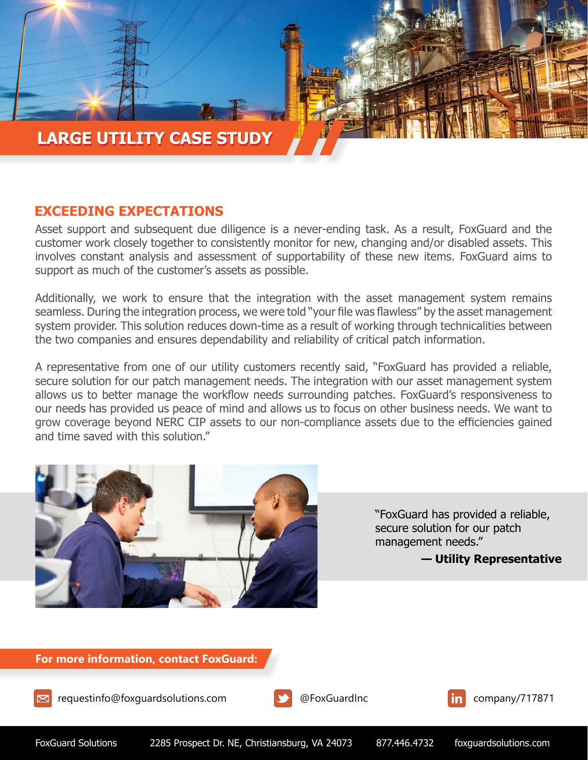# LARGE UTILITY CASE STUDY

## EXCEEDING EXPECTATIONS

Asset support and subsequent due diligence is a never-ending task. As a result, FoxGuard and the customer work closely together to consistently monitor for new, changing and/or disabled assets. This involves constant analysis and assessment of supportability of these new items. FoxGuard aims to support as much of the customer's assets as possible.

Additionally, we work to ensure that the integration with the asset management system remains seamless. During the integration process, we were told "your file was flawless" by the asset management system provider. This solution reduces down-time as a result of working through technicalities between the two companies and ensures dependability and reliability of critical patch information.

A representative from one of our utility customers recently said, "FoxGuard has provided a reliable, secure solution for our patch management needs. The integration with our asset management system allows us to better manage the workflow needs surrounding patches. FoxGuard's responsiveness to our needs has provided us peace of mind and allows us to focus on other business needs. We want to grow coverage beyond NERC CIP assets to our non-compliance assets due to the efficiencies gained and time saved with this solution."

"FoxGuard has provided a reliable, secure solution for our patch management needs."

**— Utility Representative**

**For more information, contact FoxGuard:**

requestinfo@foxguardsolutions.com

@FoxGuardInc

company/717871

FoxGuard Solutions 2285 Prospect Dr. NE, Christiansburg, VA 24073 877.446.4732 foxguardsolutions.com